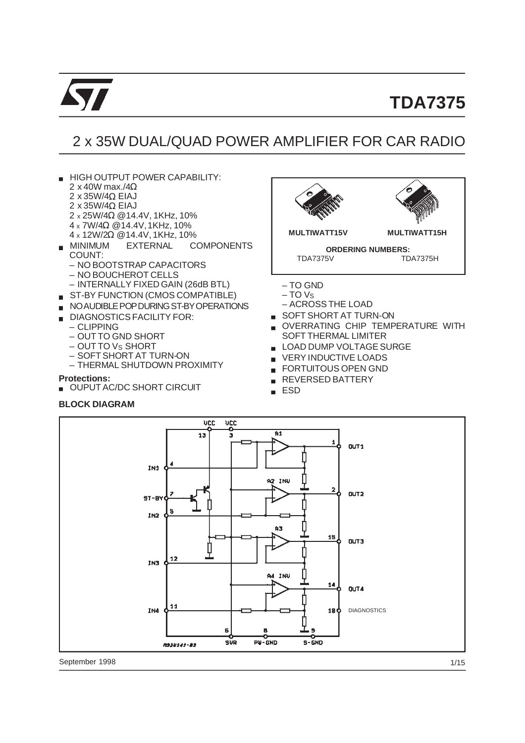# TDA7375

## 2 x 35W DUAL/QUAD POWER AMPLIFIER FOR CAR RADIO

- HIGH OUTPUT POWER CAPABILITY:
  - 2 x 40W max./4Ω
  - 2 x 35W/4Ω EIAJ
  - 2 x 35W/4Ω EIAJ
  - 2 x 25W/4Ω @14.4V, 1KHz, 10%
  - 4 x 7W/4Ω @14.4V, 1KHz, 10%
  - 4 x 12W/2Ω @14.4V, 1KHz, 10%
- MINIMUM EXTERNAL COMPONENTS COUNT:
  - NO BOOTSTRAP CAPACITORS
  - NO BOUCHEROT CELLS
  - INTERNALLY FIXED GAIN (26dB BTL)
- ST-BY FUNCTION (CMOS COMPATIBLE)
- NO AUDIBLE POP DURING ST-BY OPERATIONS
- DIAGNOSTICS FACILITY FOR:
  - CLIPPING
  - OUT TO GND SHORT
  - OUT TO $V_S$ SHORT
  - SOFT SHORT AT TURN-ON
  - THERMAL SHUTDOWN PROXIMITY

**Protections:**

- OUPUT AC/DC SHORT CIRCUIT
  - TO GND
  - TO $V_S$
  - ACROSS THE LOAD
- SOFT SHORT AT TURN-ON
- OVERRATING CHIP TEMPERATURE WITH SOFT THERMAL LIMITER
- LOAD DUMP VOLTAGE SURGE
- VERY INDUCTIVE LOADS
- FORTUITOUS OPEN GND
- REVERSED BATTERY
- ESD

| MULTIWATT15V | MULTIWATT15H |
|---|---|
| **ORDERING NUMBERS:** | |
| TDA7375V | TDA7375H |

**BLOCK DIAGRAM**

September 1998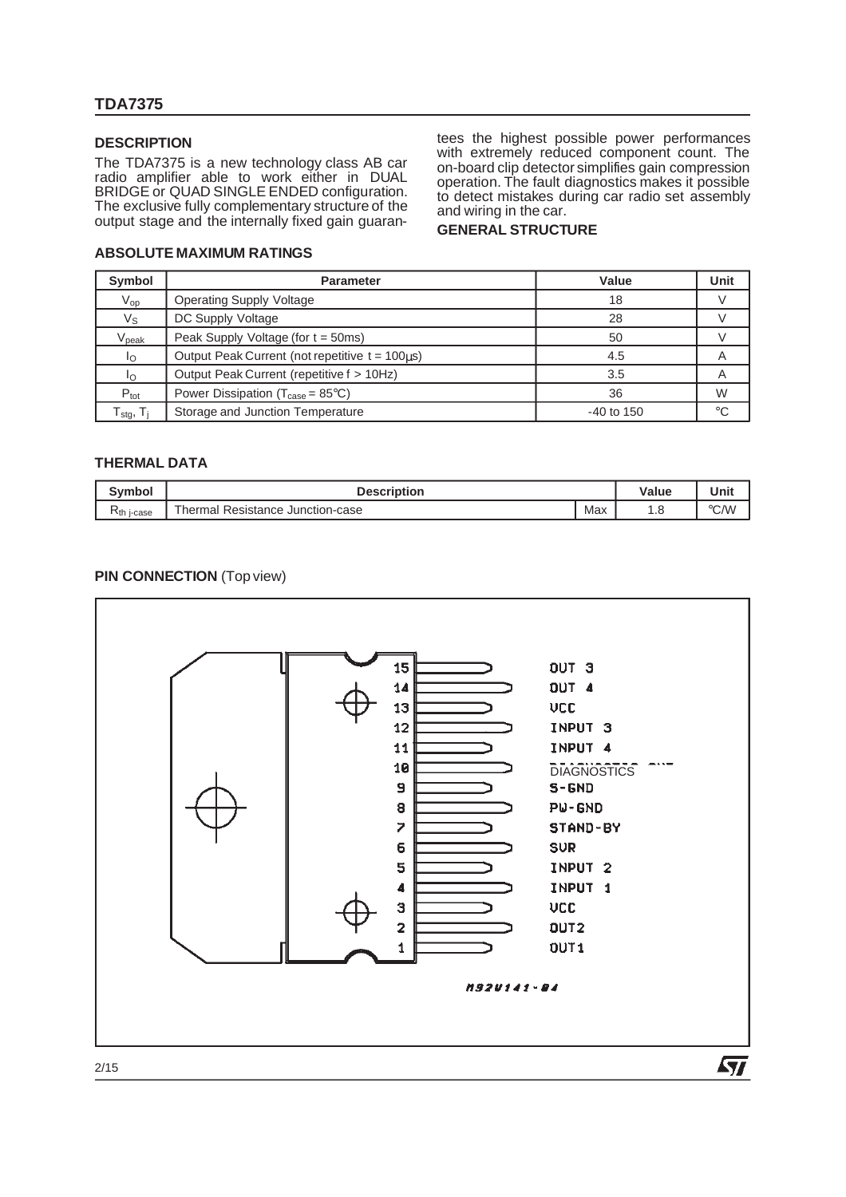## DESCRIPTION

The TDA7375 is a new technology class AB car radio amplifier able to work either in DUAL BRIDGE or QUAD SINGLE ENDED configuration. The exclusive fully complementary structure of the output stage and the internally fixed gain guarantees the highest possible power performances with extremely reduced component count. The on-board clip detector simplifies gain compression operation. The fault diagnostics makes it possible to detect mistakes during car radio set assembly and wiring in the car.

## GENERAL STRUCTURE

## ABSOLUTE MAXIMUM RATINGS

| Symbol | Parameter | Value | Unit |
|---|---|---|---|
| $V_{op}$ | Operating Supply Voltage | 18 | V |
| $V_S$ | DC Supply Voltage | 28 | V |
| $V_{peak}$ | Peak Supply Voltage (for t = 50ms) | 50 | V |
| $I_O$ | Output Peak Current (not repetitive t = 100µs) | 4.5 | A |
| $I_O$ | Output Peak Current (repetitive f > 10Hz) | 3.5 | A |
| $P_{tot}$ | Power Dissipation ($T_{case}$ = 85°C) | 36 | W |
| $T_{stg}$, $T_j$ | Storage and Junction Temperature | -40 to 150 | °C |

## THERMAL DATA

| Symbol | Description | | Value | Unit |
|---|---|---|---|---|
| $R_{th\ j\text{-}case}$ | Thermal Resistance Junction-case | Max | 1.8 | °C/W |

## PIN CONNECTION (Top view)

15 OUT 3
14 OUT 4
13 VCC
12 INPUT 3
11 INPUT 4
10 DIAGNOSTICS
9 S-GND
8 PW-GND
7 STAND-BY
6 SVR
5 INPUT 2
4 INPUT 1
3 VCC
2 OUT2
1 OUT1

M92V141-B4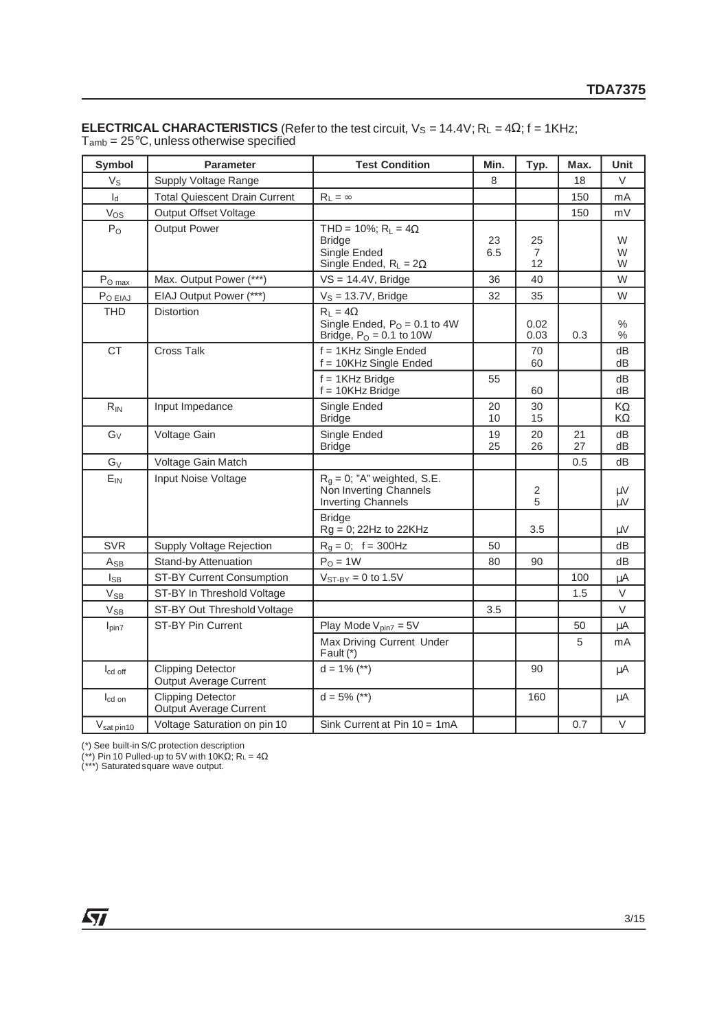**ELECTRICAL CHARACTERISTICS** (Refer to the test circuit, $V_S$ = 14.4V; $R_L$ = 4Ω; f = 1KHz; $T_{amb}$ = 25°C, unless otherwise specified

| Symbol | Parameter | Test Condition | Min. | Typ. | Max. | Unit |
|---|---|---|---|---|---|---|
| $V_S$ | Supply Voltage Range | | 8 | | 18 | V |
| $I_d$ | Total Quiescent Drain Current | $R_L = \infty$ | | | 150 | mA |
| $V_{OS}$ | Output Offset Voltage | | | | 150 | mV |
| $P_O$ | Output Power | THD = 10%; $R_L$ = 4Ω<br>Bridge<br>Single Ended<br>Single Ended, $R_L$ = 2Ω | <br>23<br>6.5 | <br>25<br>7<br>12 | | <br>W<br>W<br>W |
| $P_{O\ max}$ | Max. Output Power (***) | VS = 14.4V, Bridge | 36 | 40 | | W |
| $P_{O\ EIAJ}$ | EIAJ Output Power (***) | $V_S$ = 13.7V, Bridge | 32 | 35 | | W |
| THD | Distortion | $R_L$ = 4Ω<br>Single Ended, $P_O$ = 0.1 to 4W<br>Bridge, $P_O$ = 0.1 to 10W | | <br>0.02<br>0.03 | <br><br>0.3 | <br>%<br>% |
| CT | Cross Talk | f = 1KHz Single Ended<br>f = 10KHz Single Ended | | 70<br>60 | | dB<br>dB |
| | | f = 1KHz Bridge<br>f = 10KHz Bridge | 55 | <br>60 | | dB<br>dB |
| $R_{IN}$ | Input Impedance | Single Ended<br>Bridge | 20<br>10 | 30<br>15 | | KΩ<br>KΩ |
| $G_V$ | Voltage Gain | Single Ended<br>Bridge | 19<br>25 | 20<br>26 | 21<br>27 | dB<br>dB |
| $G_V$ | Voltage Gain Match | | | | 0.5 | dB |
| $E_{IN}$ | Input Noise Voltage | $R_g$ = 0; "A" weighted, S.E.<br>Non Inverting Channels<br>Inverting Channels | | <br>2<br>5 | | <br>µV<br>µV |
| | | Bridge<br>Rg = 0; 22Hz to 22KHz | | <br>3.5 | | <br>µV |
| SVR | Supply Voltage Rejection | $R_g$ = 0; f = 300Hz | 50 | | | dB |
| $A_{SB}$ | Stand-by Attenuation | $P_O$ = 1W | 80 | 90 | | dB |
| $I_{SB}$ | ST-BY Current Consumption | $V_{ST\text{-}BY}$ = 0 to 1.5V | | | 100 | µA |
| $V_{SB}$ | ST-BY In Threshold Voltage | | | | 1.5 | V |
| $V_{SB}$ | ST-BY Out Threshold Voltage | | 3.5 | | | V |
| $I_{pin7}$ | ST-BY Pin Current | Play Mode $V_{pin7}$ = 5V | | | 50 | µA |
| | | Max Driving Current Under Fault (*) | | | 5 | mA |
| $I_{cd\ off}$ | Clipping Detector Output Average Current | d = 1% (**) | | 90 | | µA |
| $I_{cd\ on}$ | Clipping Detector Output Average Current | d = 5% (**) | | 160 | | µA |
| $V_{sat\ pin10}$ | Voltage Saturation on pin 10 | Sink Current at Pin 10 = 1mA | | | 0.7 | V |

(*) See built-in S/C protection description
(**) Pin 10 Pulled-up to 5V with 10KΩ; $R_L$ = 4Ω
(***) Saturated square wave output.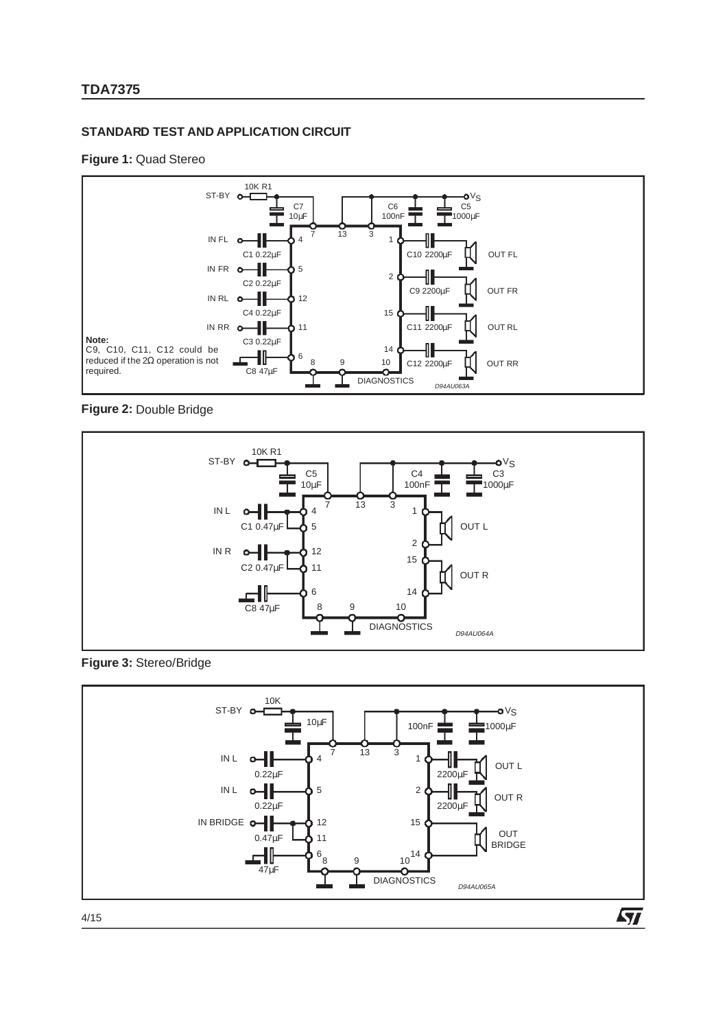## STANDARD TEST AND APPLICATION CIRCUIT

**Figure 1:** Quad Stereo

**Note:**
C9, C10, C11, C12 could be reduced if the 2Ω operation is not required.

**Figure 2:** Double Bridge

**Figure 3:** Stereo/Bridge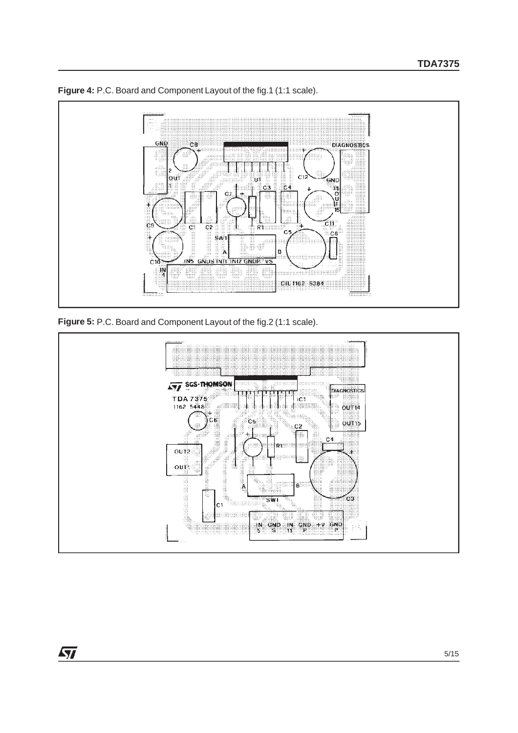**Figure 4:** P.C. Board and Component Layout of the fig.1 (1:1 scale).

**Figure 5:** P.C. Board and Component Layout of the fig.2 (1:1 scale).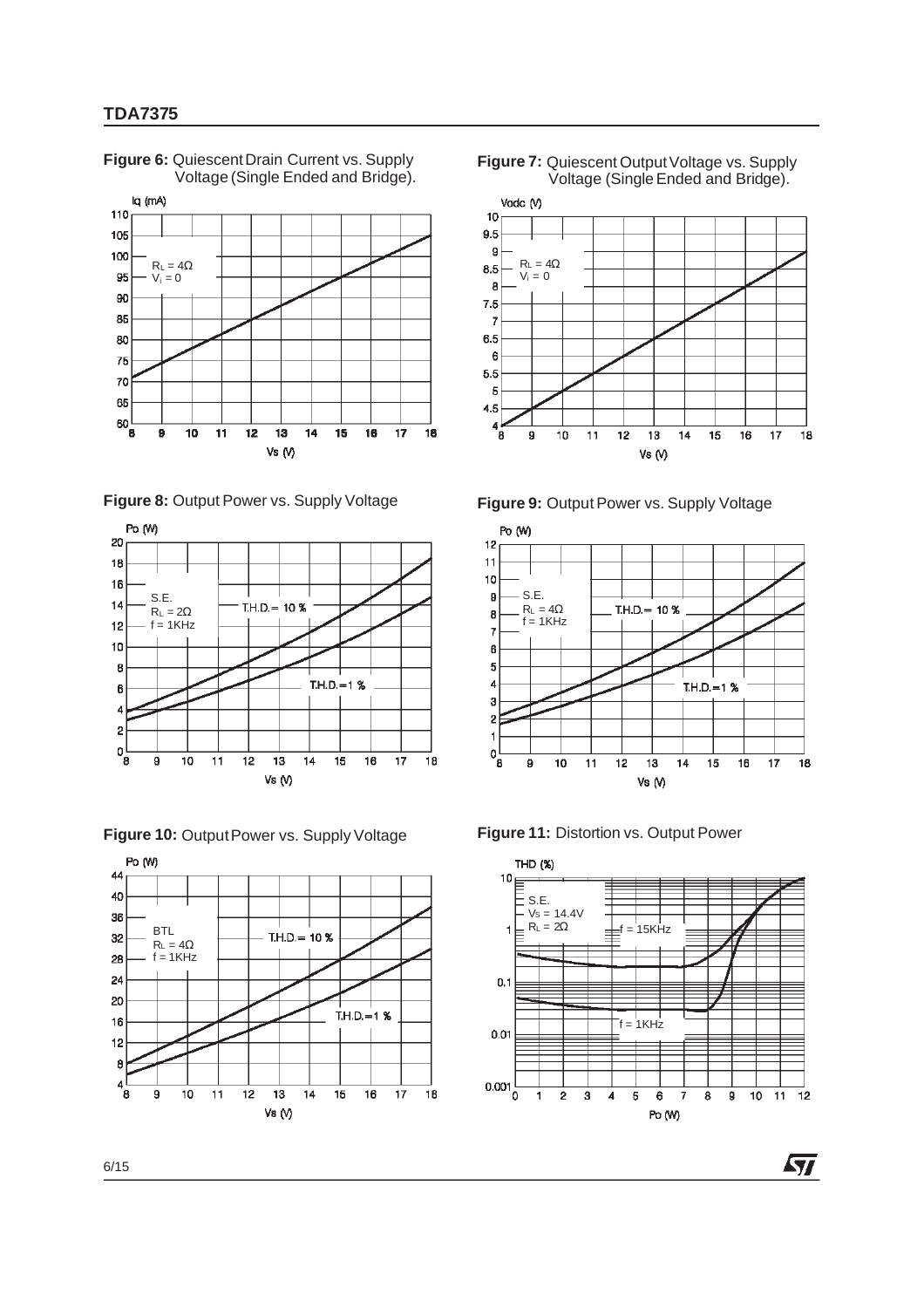**Figure 6:** Quiescent Drain Current vs. Supply Voltage (Single Ended and Bridge).

**Figure 7:** Quiescent Output Voltage vs. Supply Voltage (Single Ended and Bridge).

**Figure 8:** Output Power vs. Supply Voltage

**Figure 9:** Output Power vs. Supply Voltage

**Figure 10:** Output Power vs. Supply Voltage

**Figure 11:** Distortion vs. Output Power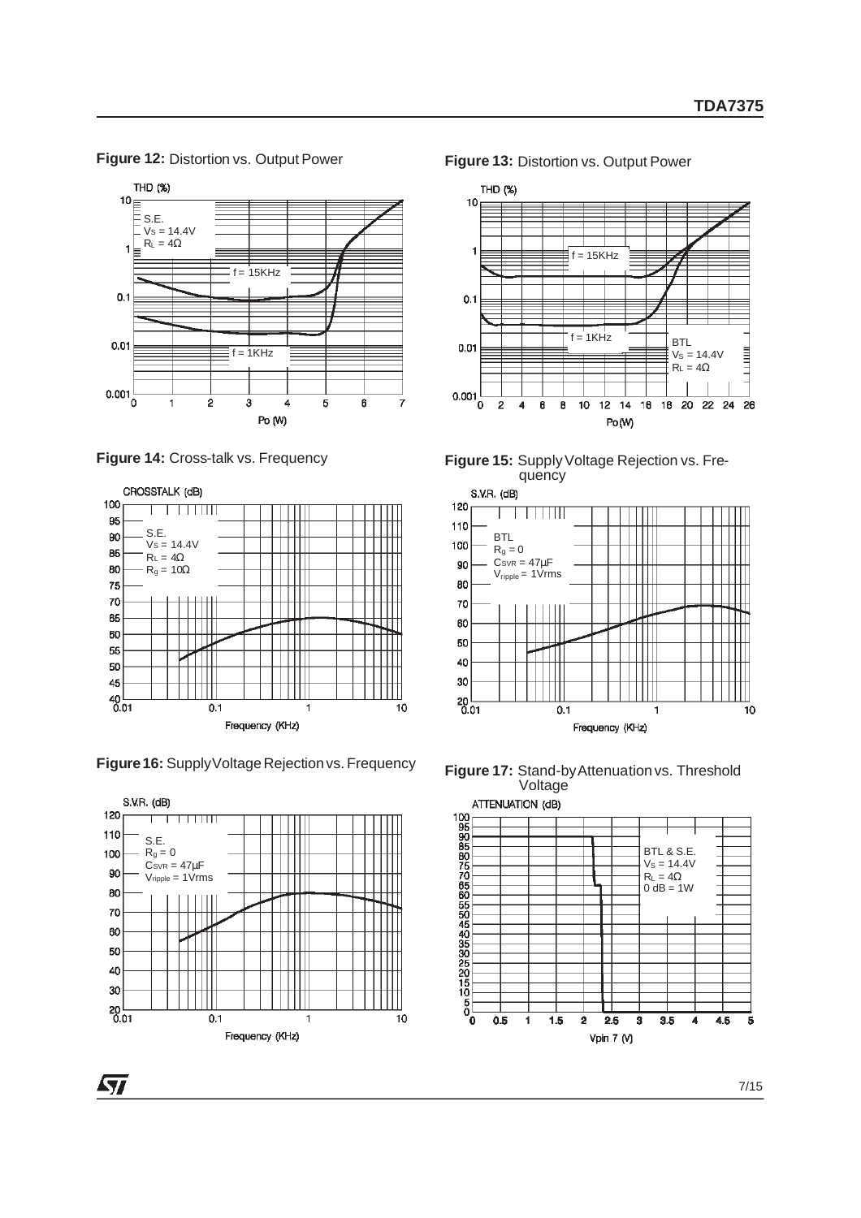**Figure 12:** Distortion vs. Output Power

S.E.
$V_S$ = 14.4V
$R_L$ = 4Ω

**Figure 13:** Distortion vs. Output Power

BTL
$V_S$ = 14.4V
$R_L$ = 4Ω

**Figure 14:** Cross-talk vs. Frequency

S.E.
$V_S$ = 14.4V
$R_L$ = 4Ω
$R_g$ = 10Ω

**Figure 15:** Supply Voltage Rejection vs. Frequency

BTL
$R_g$ = 0
$C_{SVR}$ = 47µF
$V_{ripple}$ = 1Vrms

**Figure 16:** Supply Voltage Rejection vs. Frequency

S.E.
$R_g$ = 0
$C_{SVR}$ = 47µF
$V_{ripple}$ = 1Vrms

**Figure 17:** Stand-by Attenuation vs. Threshold Voltage

BTL & S.E.
$V_S$ = 14.4V
$R_L$ = 4Ω
0 dB = 1W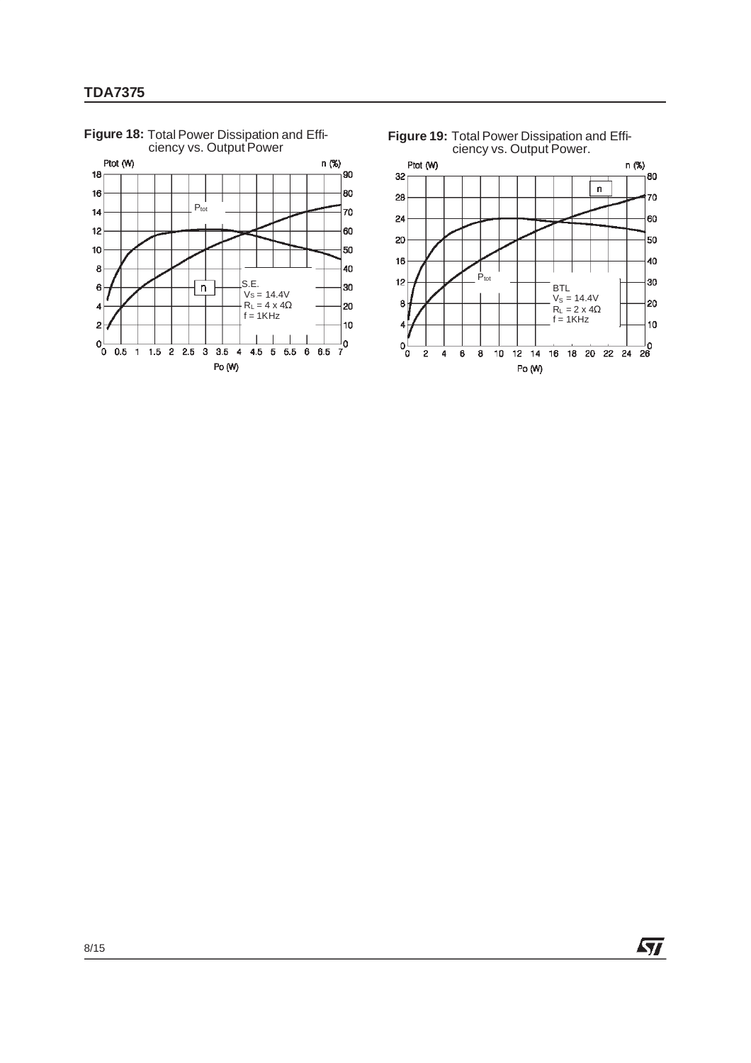**Figure 18:** Total Power Dissipation and Efficiency vs. Output Power

S.E.
$V_S$ = 14.4V
$R_L$ = 4 x 4Ω
f = 1KHz

**Figure 19:** Total Power Dissipation and Efficiency vs. Output Power.

BTL
$V_S$ = 14.4V
$R_L$ = 2 x 4Ω
f = 1KHz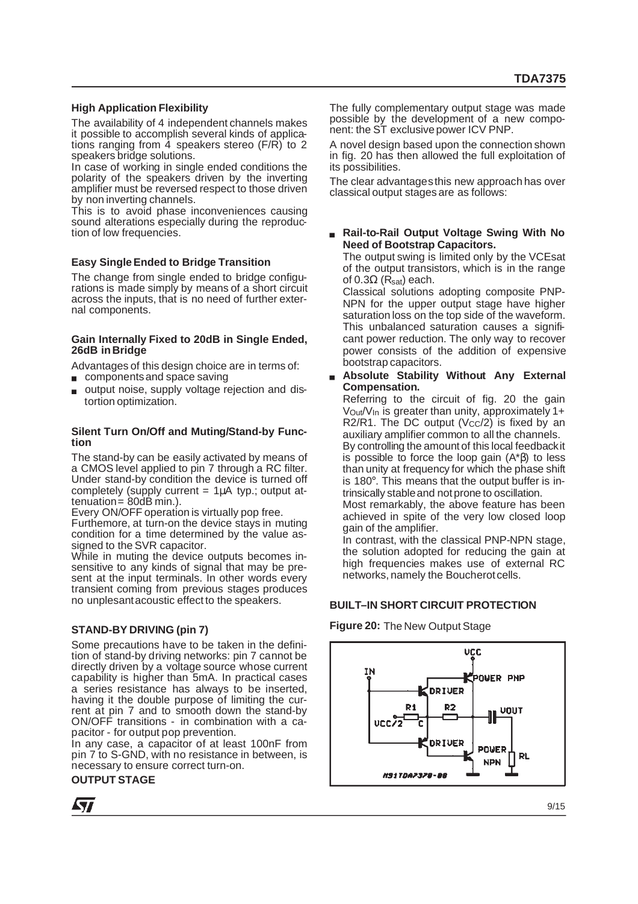**High Application Flexibility**

The availability of 4 independent channels makes it possible to accomplish several kinds of applications ranging from 4 speakers stereo (F/R) to 2 speakers bridge solutions.

In case of working in single ended conditions the polarity of the speakers driven by the inverting amplifier must be reversed respect to those driven by non inverting channels.

This is to avoid phase inconveniences causing sound alterations especially during the reproduction of low frequencies.

**Easy Single Ended to Bridge Transition**

The change from single ended to bridge configurations is made simply by means of a short circuit across the inputs, that is no need of further external components.

**Gain Internally Fixed to 20dB in Single Ended, 26dB in Bridge**

Advantages of this design choice are in terms of:

- components and space saving
- output noise, supply voltage rejection and distortion optimization.

**Silent Turn On/Off and Muting/Stand-by Function**

The stand-by can be easily activated by means of a CMOS level applied to pin 7 through a RC filter. Under stand-by condition the device is turned off completely (supply current = 1µA typ.; output attenuation = 80dB min.).

Every ON/OFF operation is virtually pop free.

Furthermore, at turn-on the device stays in muting condition for a time determined by the value assigned to the SVR capacitor.

While in muting the device outputs becomes insensitive to any kinds of signal that may be present at the input terminals. In other words every transient coming from previous stages produces no unplesant acoustic effect to the speakers.

**STAND-BY DRIVING (pin 7)**

Some precautions have to be taken in the definition of stand-by driving networks: pin 7 cannot be directly driven by a voltage source whose current capability is higher than 5mA. In practical cases a series resistance has always to be inserted, having it the double purpose of limiting the current at pin 7 and to smooth down the stand-by ON/OFF transitions - in combination with a capacitor - for output pop prevention.

In any case, a capacitor of at least 100nF from pin 7 to S-GND, with no resistance in between, is necessary to ensure correct turn-on.

**OUTPUT STAGE**

The fully complementary output stage was made possible by the development of a new component: the ST exclusive power ICV PNP.

A novel design based upon the connection shown in fig. 20 has then allowed the full exploitation of its possibilities.

The clear advantages this new approach has over classical output stages are as follows:

- **Rail-to-Rail Output Voltage Swing With No Need of Bootstrap Capacitors.**

  The output swing is limited only by the VCEsat of the output transistors, which is in the range of 0.3Ω ($R_{sat}$) each.

  Classical solutions adopting composite PNP-NPN for the upper output stage have higher saturation loss on the top side of the waveform. This unbalanced saturation causes a significant power reduction. The only way to recover power consists of the addition of expensive bootstrap capacitors.

- **Absolute Stability Without Any External Compensation.**

  Referring to the circuit of fig. 20 the gain $V_{Out}/V_{In}$ is greater than unity, approximately 1+ R2/R1. The DC output ($V_{CC}/2$) is fixed by an auxiliary amplifier common to all the channels.

  By controlling the amount of this local feedback it is possible to force the loop gain ($A*\beta$) to less than unity at frequency for which the phase shift is 180°. This means that the output buffer is intrinsically stable and not prone to oscillation.

  Most remarkably, the above feature has been achieved in spite of the very low closed loop gain of the amplifier.

  In contrast, with the classical PNP-NPN stage, the solution adopted for reducing the gain at high frequencies makes use of external RC networks, namely the Boucherot cells.

**BUILT–IN SHORT CIRCUIT PROTECTION**

**Figure 20:** The New Output Stage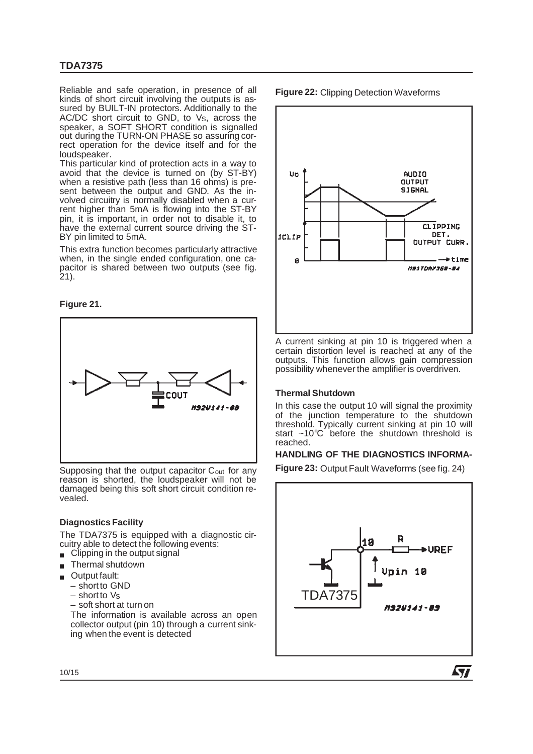Reliable and safe operation, in presence of all kinds of short circuit involving the outputs is assured by BUILT-IN protectors. Additionally to the AC/DC short circuit to GND, to $V_S$, across the speaker, a SOFT SHORT condition is signalled out during the TURN-ON PHASE so assuring correct operation for the device itself and for the loudspeaker.

This particular kind of protection acts in a way to avoid that the device is turned on (by ST-BY) when a resistive path (less than 16 ohms) is present between the output and GND. As the involved circuitry is normally disabled when a current higher than 5mA is flowing into the ST-BY pin, it is important, in order not to disable it, to have the external current source driving the ST-BY pin limited to 5mA.

This extra function becomes particularly attractive when, in the single ended configuration, one capacitor is shared between two outputs (see fig. 21).

**Figure 21.**

Supposing that the output capacitor $C_{out}$ for any reason is shorted, the loudspeaker will not be damaged being this soft short circuit condition revealed.

### Diagnostics Facility

The TDA7375 is equipped with a diagnostic circuitry able to detect the following events:

- Clipping in the output signal
- Thermal shutdown
- Output fault:
  - short to GND
  - short to $V_S$
  - soft short at turn on

  The information is available across an open collector output (pin 10) through a current sinking when the event is detected

**Figure 22:** Clipping Detection Waveforms

A current sinking at pin 10 is triggered when a certain distortion level is reached at any of the outputs. This function allows gain compression possibility whenever the amplifier is overdriven.

### Thermal Shutdown

In this case the output 10 will signal the proximity of the junction temperature to the shutdown threshold. Typically current sinking at pin 10 will start ~10°C before the shutdown threshold is reached.

### HANDLING OF THE DIAGNOSTICS INFORMA-

**Figure 23:** Output Fault Waveforms (see fig. 24)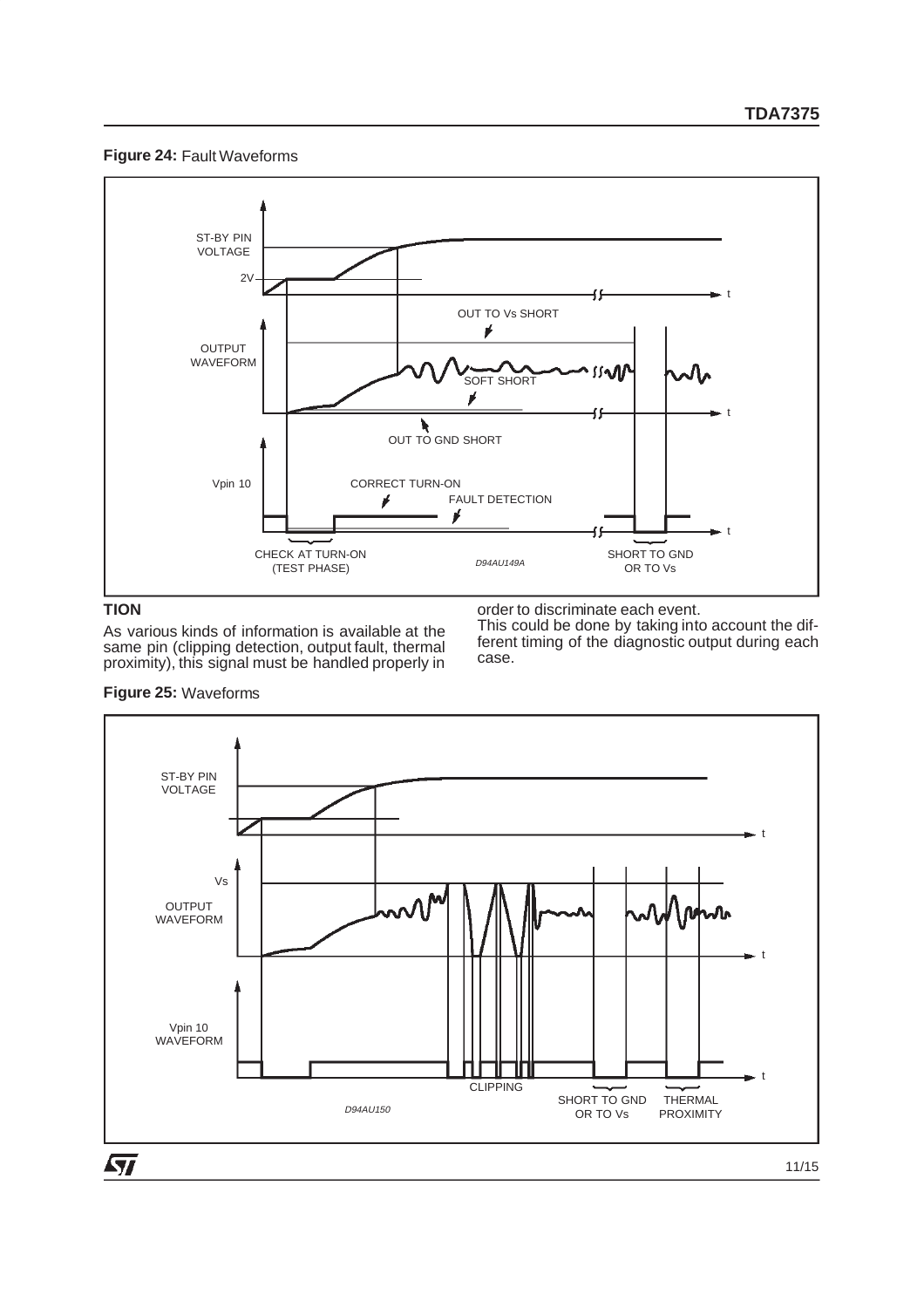**Figure 24:** Fault Waveforms

**TION**

As various kinds of information is available at the same pin (clipping detection, output fault, thermal proximity), this signal must be handled properly in order to discriminate each event.

This could be done by taking into account the different timing of the diagnostic output during each case.

**Figure 25:** Waveforms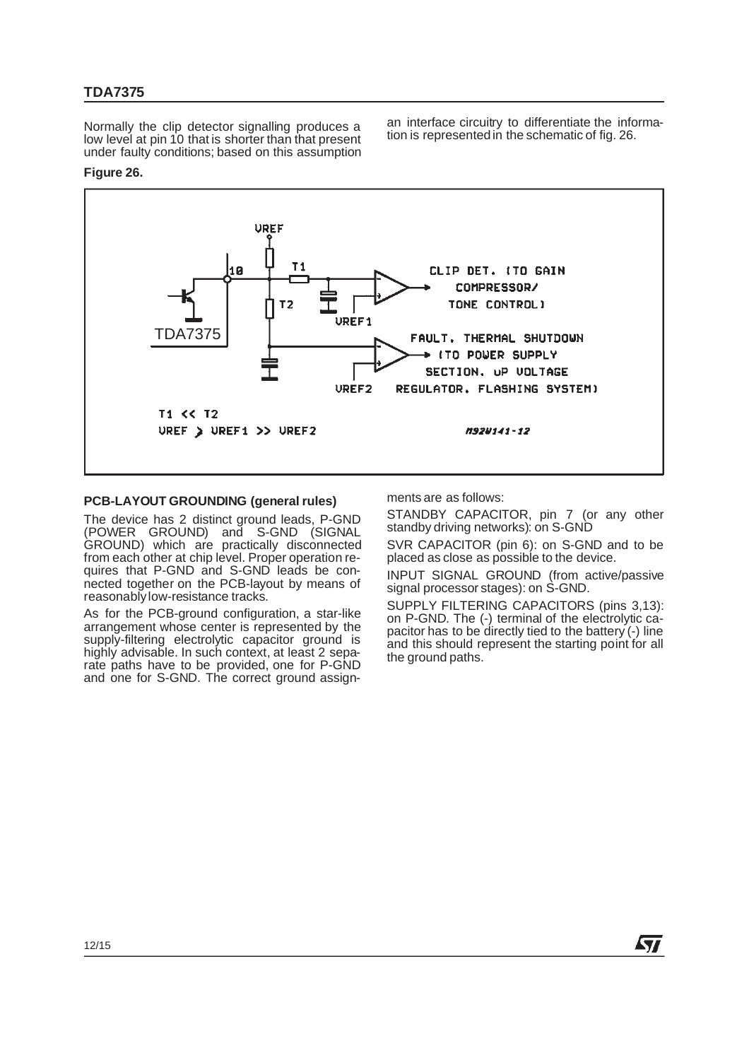Normally the clip detector signalling produces a low level at pin 10 that is shorter than that present under faulty conditions; based on this assumption an interface circuitry to differentiate the information is represented in the schematic of fig. 26.

**Figure 26.**

## PCB-LAYOUT GROUNDING (general rules)

The device has 2 distinct ground leads, P-GND (POWER GROUND) and S-GND (SIGNAL GROUND) which are practically disconnected from each other at chip level. Proper operation requires that P-GND and S-GND leads be connected together on the PCB-layout by means of reasonably low-resistance tracks.

As for the PCB-ground configuration, a star-like arrangement whose center is represented by the supply-filtering electrolytic capacitor ground is highly advisable. In such context, at least 2 separate paths have to be provided, one for P-GND and one for S-GND. The correct ground assignments are as follows:

STANDBY CAPACITOR, pin 7 (or any other standby driving networks): on S-GND

SVR CAPACITOR (pin 6): on S-GND and to be placed as close as possible to the device.

INPUT SIGNAL GROUND (from active/passive signal processor stages): on S-GND.

SUPPLY FILTERING CAPACITORS (pins 3,13): on P-GND. The (-) terminal of the electrolytic capacitor has to be directly tied to the battery (-) line and this should represent the starting point for all the ground paths.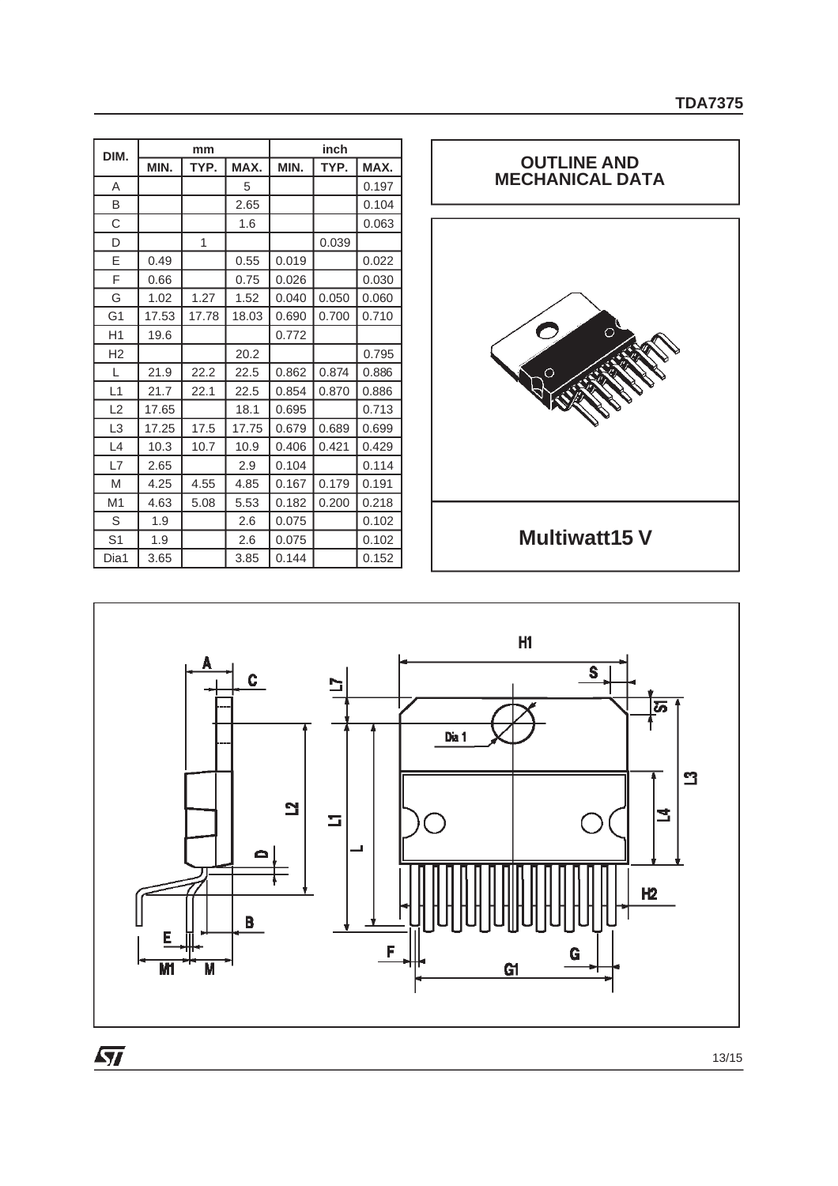| DIM. | mm | | | inch | | |
|---|---|---|---|---|---|---|
| | MIN. | TYP. | MAX. | MIN. | TYP. | MAX. |
| A | | | 5 | | | 0.197 |
| B | | | 2.65 | | | 0.104 |
| C | | | 1.6 | | | 0.063 |
| D | | 1 | | | 0.039 | |
| E | 0.49 | | 0.55 | 0.019 | | 0.022 |
| F | 0.66 | | 0.75 | 0.026 | | 0.030 |
| G | 1.02 | 1.27 | 1.52 | 0.040 | 0.050 | 0.060 |
| G1 | 17.53 | 17.78 | 18.03 | 0.690 | 0.700 | 0.710 |
| H1 | 19.6 | | | 0.772 | | |
| H2 | | | 20.2 | | | 0.795 |
| L | 21.9 | 22.2 | 22.5 | 0.862 | 0.874 | 0.886 |
| L1 | 21.7 | 22.1 | 22.5 | 0.854 | 0.870 | 0.886 |
| L2 | 17.65 | | 18.1 | 0.695 | | 0.713 |
| L3 | 17.25 | 17.5 | 17.75 | 0.679 | 0.689 | 0.699 |
| L4 | 10.3 | 10.7 | 10.9 | 0.406 | 0.421 | 0.429 |
| L7 | 2.65 | | 2.9 | 0.104 | | 0.114 |
| M | 4.25 | 4.55 | 4.85 | 0.167 | 0.179 | 0.191 |
| M1 | 4.63 | 5.08 | 5.53 | 0.182 | 0.200 | 0.218 |
| S | 1.9 | | 2.6 | 0.075 | | 0.102 |
| S1 | 1.9 | | 2.6 | 0.075 | | 0.102 |
| Dia1 | 3.65 | | 3.85 | 0.144 | | 0.152 |

## OUTLINE AND MECHANICAL DATA

**Multiwatt15 V**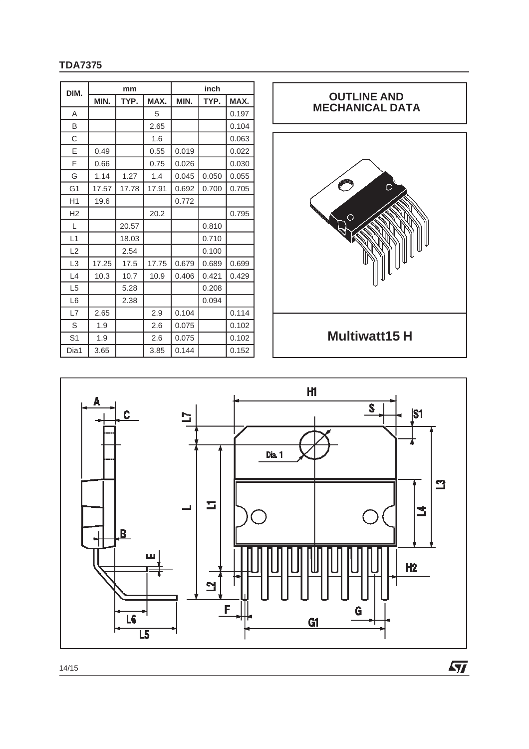| DIM. | mm | | | inch | | |
|---|---|---|---|---|---|---|
| | MIN. | TYP. | MAX. | MIN. | TYP. | MAX. |
| A | | | 5 | | | 0.197 |
| B | | | 2.65 | | | 0.104 |
| C | | | 1.6 | | | 0.063 |
| E | 0.49 | | 0.55 | 0.019 | | 0.022 |
| F | 0.66 | | 0.75 | 0.026 | | 0.030 |
| G | 1.14 | 1.27 | 1.4 | 0.045 | 0.050 | 0.055 |
| G1 | 17.57 | 17.78 | 17.91 | 0.692 | 0.700 | 0.705 |
| H1 | 19.6 | | | 0.772 | | |
| H2 | | | 20.2 | | | 0.795 |
| L | | 20.57 | | | 0.810 | |
| L1 | | 18.03 | | | 0.710 | |
| L2 | | 2.54 | | | 0.100 | |
| L3 | 17.25 | 17.5 | 17.75 | 0.679 | 0.689 | 0.699 |
| L4 | 10.3 | 10.7 | 10.9 | 0.406 | 0.421 | 0.429 |
| L5 | | 5.28 | | | 0.208 | |
| L6 | | 2.38 | | | 0.094 | |
| L7 | 2.65 | | 2.9 | 0.104 | | 0.114 |
| S | 1.9 | | 2.6 | 0.075 | | 0.102 |
| S1 | 1.9 | | 2.6 | 0.075 | | 0.102 |
| Dia1 | 3.65 | | 3.85 | 0.144 | | 0.152 |

## OUTLINE AND MECHANICAL DATA

**Multiwatt15 H**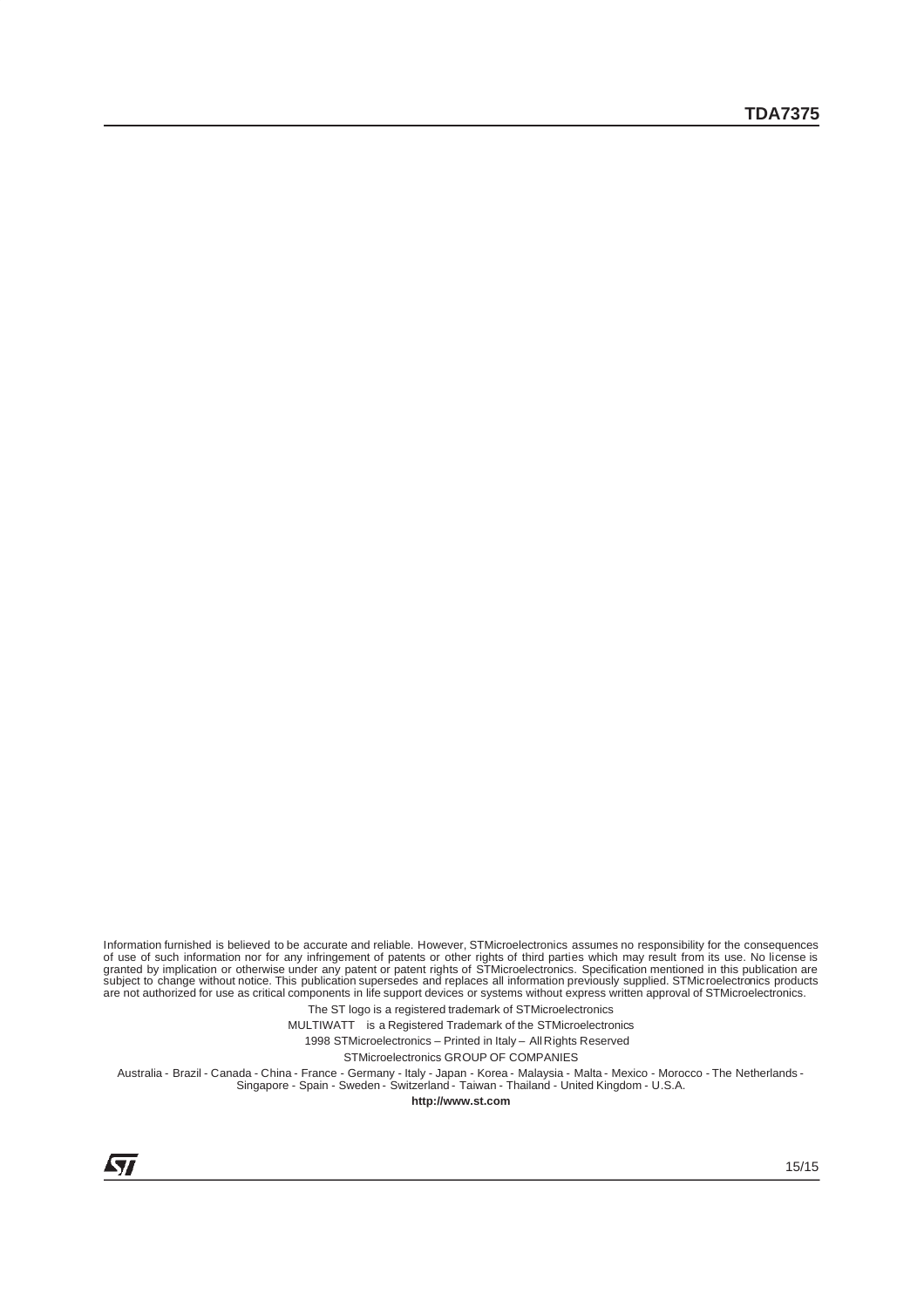Information furnished is believed to be accurate and reliable. However, STMicroelectronics assumes no responsibility for the consequences of use of such information nor for any infringement of patents or other rights of third parties which may result from its use. No license is granted by implication or otherwise under any patent or patent rights of STMicroelectronics. Specification mentioned in this publication are subject to change without notice. This publication supersedes and replaces all information previously supplied. STMicroelectronics products are not authorized for use as critical components in life support devices or systems without express written approval of STMicroelectronics.

The ST logo is a registered trademark of STMicroelectronics

MULTIWATT is a Registered Trademark of the STMicroelectronics

1998 STMicroelectronics – Printed in Italy – All Rights Reserved

STMicroelectronics GROUP OF COMPANIES

Australia - Brazil - Canada - China - France - Germany - Italy - Japan - Korea - Malaysia - Malta - Mexico - Morocco - The Netherlands - Singapore - Spain - Sweden - Switzerland - Taiwan - Thailand - United Kingdom - U.S.A.

**http://www.st.com**